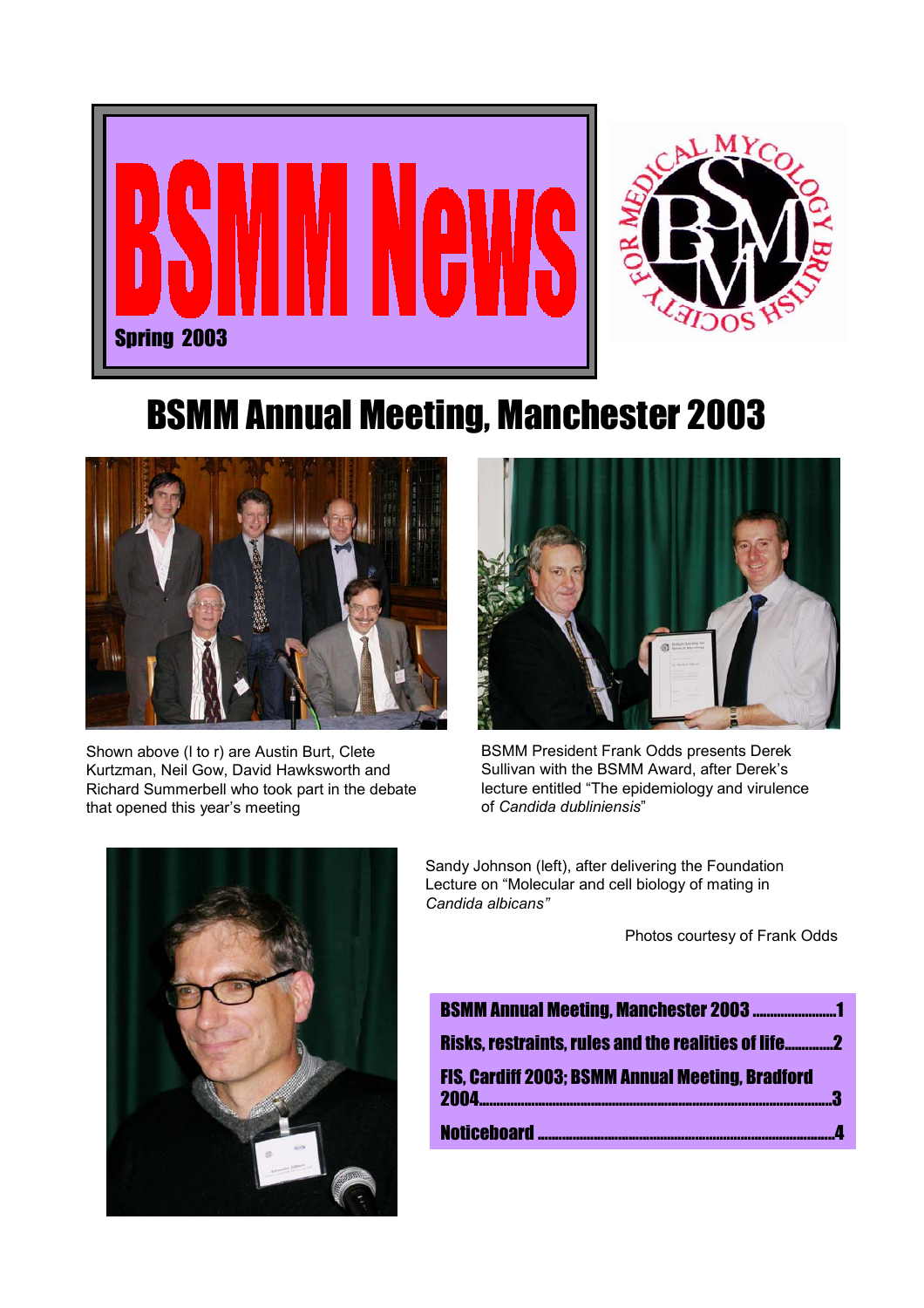# BSMM News

Spring 2003

## BSMM Annual Meeting, Manchester 2003

Shown above (l to r) are Austin Burt, Clete Kurtzman, Neil Gow, David Hawksworth and Richard Summerbell who took part in the debate that opened this year's meeting

BSMM President Frank Odds presents Derek Sullivan with the BSMM Award, after Derek's lecture entitled "The epidemiology and virulence of *Candida dubliniensis*"

Sandy Johnson (left), after delivering the Foundation Lecture on "Molecular and cell biology of mating in *Candida albicans*"

Photos courtesy of Frank Odds

| | |
|---|---|
| **BSMM Annual Meeting, Manchester 2003** | **1** |
| **Risks, restraints, rules and the realities of life** | **2** |
| **FIS, Cardiff 2003; BSMM Annual Meeting, Bradford 2004** | **3** |
| **Noticeboard** | **4** |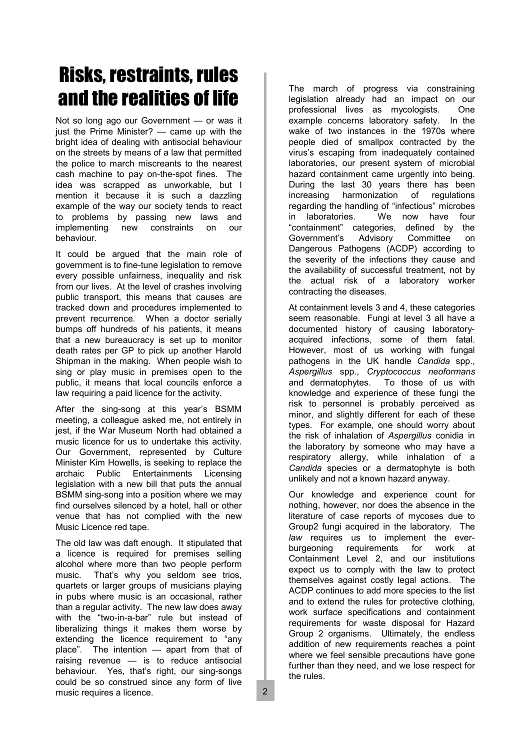# Risks, restraints, rules and the realities of life

Not so long ago our Government — or was it just the Prime Minister? — came up with the bright idea of dealing with antisocial behaviour on the streets by means of a law that permitted the police to march miscreants to the nearest cash machine to pay on-the-spot fines. The idea was scrapped as unworkable, but I mention it because it is such a dazzling example of the way our society tends to react to problems by passing new laws and implementing new constraints on our behaviour.

It could be argued that the main role of government is to fine-tune legislation to remove every possible unfairness, inequality and risk from our lives. At the level of crashes involving public transport, this means that causes are tracked down and procedures implemented to prevent recurrence. When a doctor serially bumps off hundreds of his patients, it means that a new bureaucracy is set up to monitor death rates per GP to pick up another Harold Shipman in the making. When people wish to sing or play music in premises open to the public, it means that local councils enforce a law requiring a paid licence for the activity.

After the sing-song at this year's BSMM meeting, a colleague asked me, not entirely in jest, if the War Museum North had obtained a music licence for us to undertake this activity. Our Government, represented by Culture Minister Kim Howells, is seeking to replace the archaic Public Entertainments Licensing legislation with a new bill that puts the annual BSMM sing-song into a position where we may find ourselves silenced by a hotel, hall or other venue that has not complied with the new Music Licence red tape.

The old law was daft enough. It stipulated that a licence is required for premises selling alcohol where more than two people perform music. That's why you seldom see trios, quartets or larger groups of musicians playing in pubs where music is an occasional, rather than a regular activity. The new law does away with the "two-in-a-bar" rule but instead of liberalizing things it makes them worse by extending the licence requirement to "any place". The intention — apart from that of raising revenue — is to reduce antisocial behaviour. Yes, that's right, our sing-songs could be so construed since any form of live music requires a licence.

The march of progress via constraining legislation already had an impact on our professional lives as mycologists. One example concerns laboratory safety. In the wake of two instances in the 1970s where people died of smallpox contracted by the virus's escaping from inadequately contained laboratories, our present system of microbial hazard containment came urgently into being. During the last 30 years there has been increasing harmonization of regulations regarding the handling of "infectious" microbes in laboratories. We now have four "containment" categories, defined by the Government's Advisory Committee on Dangerous Pathogens (ACDP) according to the severity of the infections they cause and the availability of successful treatment, not by the actual risk of a laboratory worker contracting the diseases.

At containment levels 3 and 4, these categories seem reasonable. Fungi at level 3 all have a documented history of causing laboratory-acquired infections, some of them fatal. However, most of us working with fungal pathogens in the UK handle *Candida* spp., *Aspergillus* spp., *Cryptococcus neoformans* and dermatophytes. To those of us with knowledge and experience of these fungi the risk to personnel is probably perceived as minor, and slightly different for each of these types. For example, one should worry about the risk of inhalation of *Aspergillus* conidia in the laboratory by someone who may have a respiratory allergy, while inhalation of a *Candida* species or a dermatophyte is both unlikely and not a known hazard anyway.

Our knowledge and experience count for nothing, however, nor does the absence in the literature of case reports of mycoses due to Group2 fungi acquired in the laboratory. The *law* requires us to implement the ever-burgeoning requirements for work at Containment Level 2, and our institutions expect us to comply with the law to protect themselves against costly legal actions. The ACDP continues to add more species to the list and to extend the rules for protective clothing, work surface specifications and containment requirements for waste disposal for Hazard Group 2 organisms. Ultimately, the endless addition of new requirements reaches a point where we feel sensible precautions have gone further than they need, and we lose respect for the rules.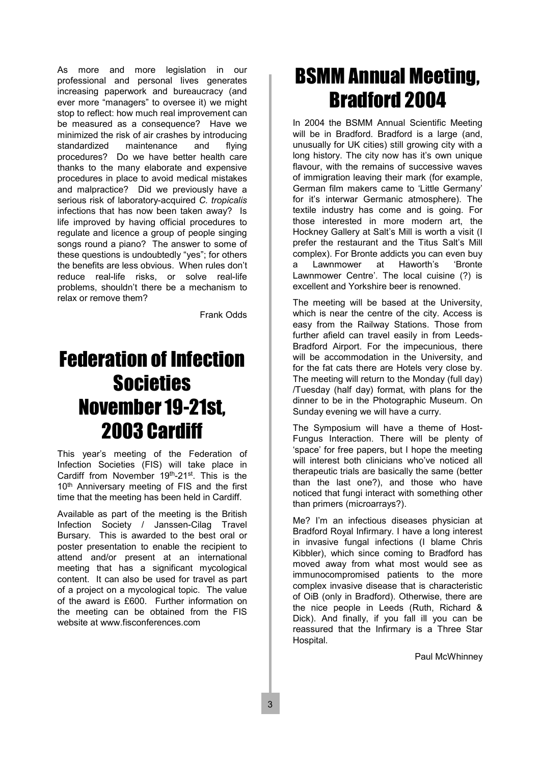As more and more legislation in our professional and personal lives generates increasing paperwork and bureaucracy (and ever more "managers" to oversee it) we might stop to reflect: how much real improvement can be measured as a consequence? Have we minimized the risk of air crashes by introducing standardized maintenance and flying procedures? Do we have better health care thanks to the many elaborate and expensive procedures in place to avoid medical mistakes and malpractice? Did we previously have a serious risk of laboratory-acquired *C. tropicalis* infections that has now been taken away? Is life improved by having official procedures to regulate and licence a group of people singing songs round a piano? The answer to some of these questions is undoubtedly "yes"; for others the benefits are less obvious. When rules don't reduce real-life risks, or solve real-life problems, shouldn't there be a mechanism to relax or remove them?

Frank Odds

# Federation of Infection Societies November 19-21st, 2003 Cardiff

This year's meeting of the Federation of Infection Societies (FIS) will take place in Cardiff from November 19th-21st. This is the 10th Anniversary meeting of FIS and the first time that the meeting has been held in Cardiff.

Available as part of the meeting is the British Infection Society / Janssen-Cilag Travel Bursary. This is awarded to the best oral or poster presentation to enable the recipient to attend and/or present at an international meeting that has a significant mycological content. It can also be used for travel as part of a project on a mycological topic. The value of the award is £600. Further information on the meeting can be obtained from the FIS website at www.fisconferences.com

# BSMM Annual Meeting, Bradford 2004

In 2004 the BSMM Annual Scientific Meeting will be in Bradford. Bradford is a large (and, unusually for UK cities) still growing city with a long history. The city now has it's own unique flavour, with the remains of successive waves of immigration leaving their mark (for example, German film makers came to 'Little Germany' for it's interwar Germanic atmosphere). The textile industry has come and is going. For those interested in more modern art, the Hockney Gallery at Salt's Mill is worth a visit (I prefer the restaurant and the Titus Salt's Mill complex). For Bronte addicts you can even buy a Lawnmower at Haworth's 'Bronte Lawnmower Centre'. The local cuisine (?) is excellent and Yorkshire beer is renowned.

The meeting will be based at the University, which is near the centre of the city. Access is easy from the Railway Stations. Those from further afield can travel easily in from Leeds-Bradford Airport. For the impecunious, there will be accommodation in the University, and for the fat cats there are Hotels very close by. The meeting will return to the Monday (full day) /Tuesday (half day) format, with plans for the dinner to be in the Photographic Museum. On Sunday evening we will have a curry.

The Symposium will have a theme of Host-Fungus Interaction. There will be plenty of 'space' for free papers, but I hope the meeting will interest both clinicians who've noticed all therapeutic trials are basically the same (better than the last one?), and those who have noticed that fungi interact with something other than primers (microarrays?).

Me? I'm an infectious diseases physician at Bradford Royal Infirmary. I have a long interest in invasive fungal infections (I blame Chris Kibbler), which since coming to Bradford has moved away from what most would see as immunocompromised patients to the more complex invasive disease that is characteristic of OiB (only in Bradford). Otherwise, there are the nice people in Leeds (Ruth, Richard & Dick). And finally, if you fall ill you can be reassured that the Infirmary is a Three Star Hospital.

Paul McWhinney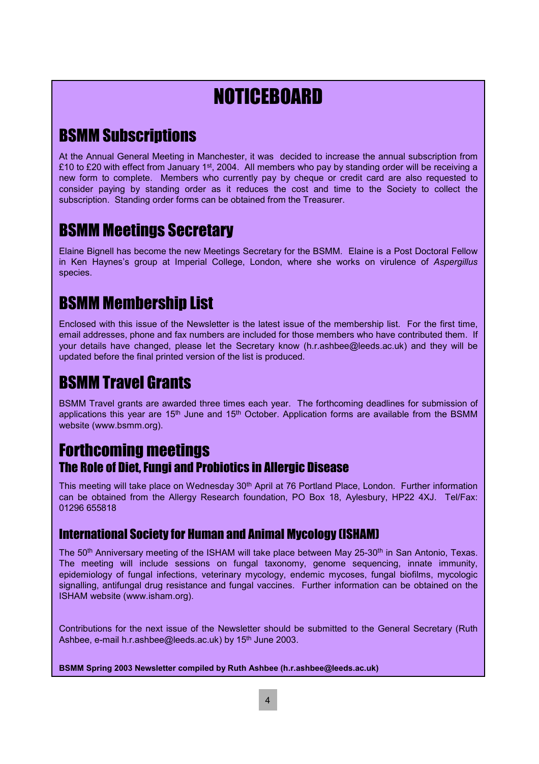# NOTICEBOARD

## BSMM Subscriptions

At the Annual General Meeting in Manchester, it was decided to increase the annual subscription from £10 to £20 with effect from January 1st, 2004. All members who pay by standing order will be receiving a new form to complete. Members who currently pay by cheque or credit card are also requested to consider paying by standing order as it reduces the cost and time to the Society to collect the subscription. Standing order forms can be obtained from the Treasurer.

## BSMM Meetings Secretary

Elaine Bignell has become the new Meetings Secretary for the BSMM. Elaine is a Post Doctoral Fellow in Ken Haynes's group at Imperial College, London, where she works on virulence of *Aspergillus* species.

## BSMM Membership List

Enclosed with this issue of the Newsletter is the latest issue of the membership list. For the first time, email addresses, phone and fax numbers are included for those members who have contributed them. If your details have changed, please let the Secretary know (h.r.ashbee@leeds.ac.uk) and they will be updated before the final printed version of the list is produced.

## BSMM Travel Grants

BSMM Travel grants are awarded three times each year. The forthcoming deadlines for submission of applications this year are 15th June and 15th October. Application forms are available from the BSMM website (www.bsmm.org).

## Forthcoming meetings

### The Role of Diet, Fungi and Probiotics in Allergic Disease

This meeting will take place on Wednesday 30th April at 76 Portland Place, London. Further information can be obtained from the Allergy Research foundation, PO Box 18, Aylesbury, HP22 4XJ. Tel/Fax: 01296 655818

### International Society for Human and Animal Mycology (ISHAM)

The 50th Anniversary meeting of the ISHAM will take place between May 25-30th in San Antonio, Texas. The meeting will include sessions on fungal taxonomy, genome sequencing, innate immunity, epidemiology of fungal infections, veterinary mycology, endemic mycoses, fungal biofilms, mycologic signalling, antifungal drug resistance and fungal vaccines. Further information can be obtained on the ISHAM website (www.isham.org).

Contributions for the next issue of the Newsletter should be submitted to the General Secretary (Ruth Ashbee, e-mail h.r.ashbee@leeds.ac.uk) by 15th June 2003.

**BSMM Spring 2003 Newsletter compiled by Ruth Ashbee (h.r.ashbee@leeds.ac.uk)**